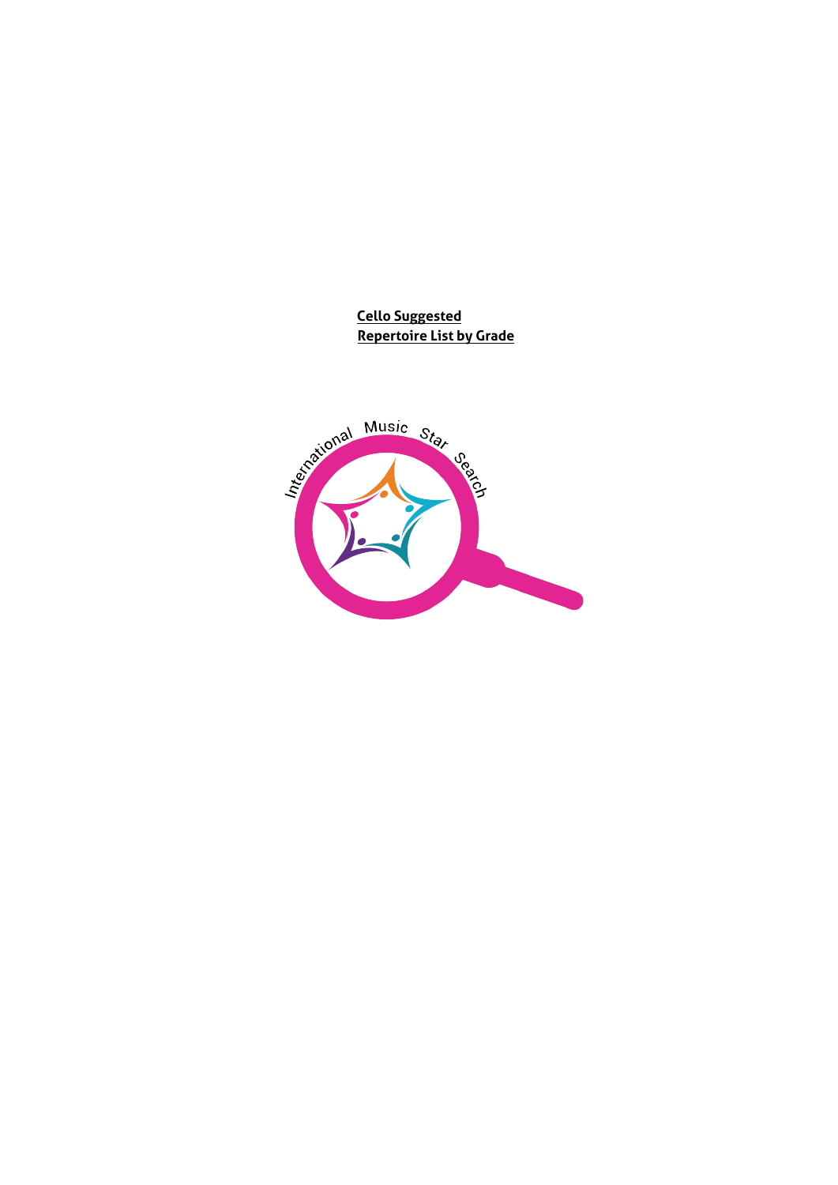**Cello Suggested**
**Repertoire List by Grade**

International Music Star Search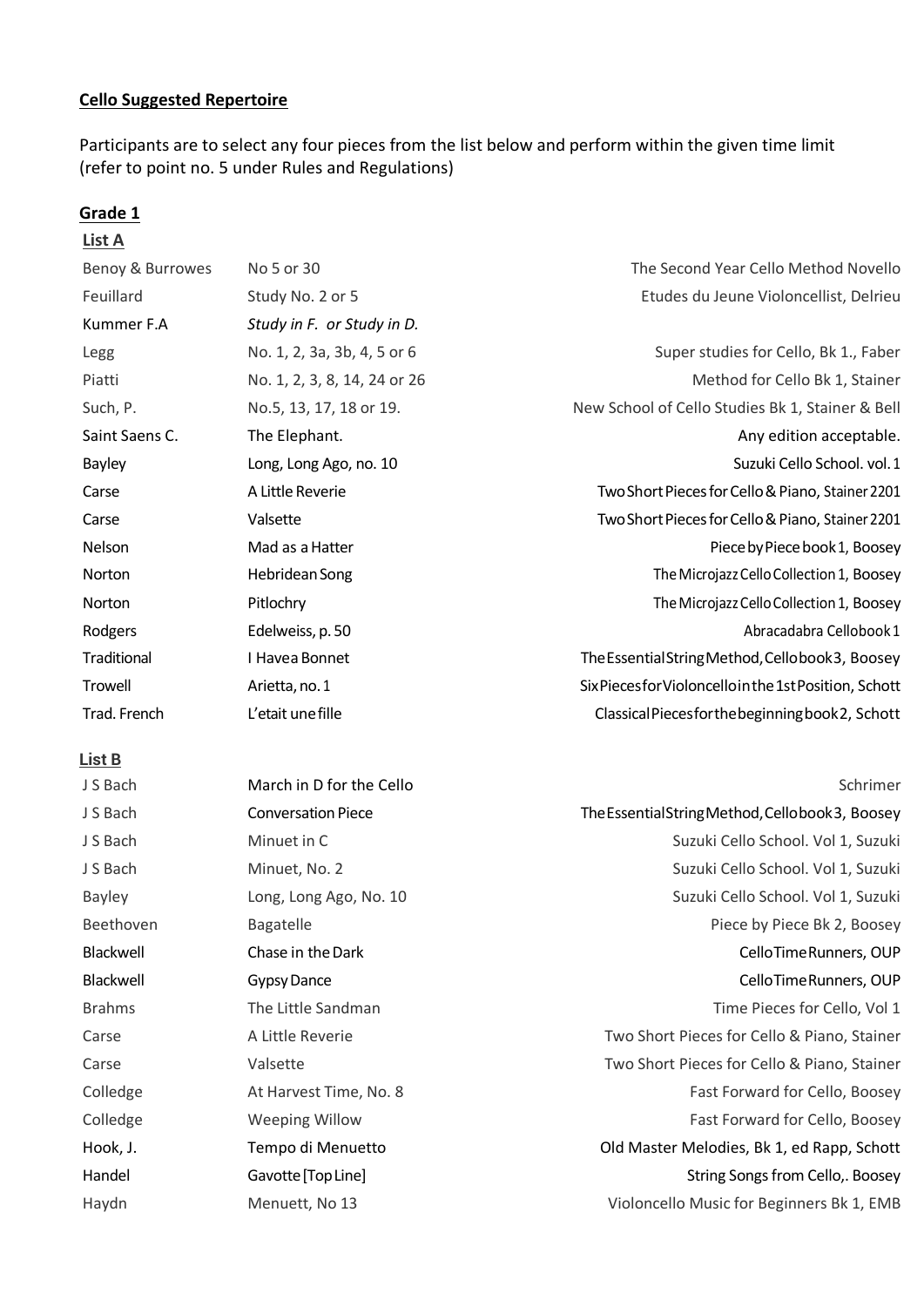**Cello Suggested Repertoire**

Participants are to select any four pieces from the list below and perform within the given time limit (refer to point no. 5 under Rules and Regulations)

**Grade 1**

**List A**

| | | |
|---|---|---|
| Benoy & Burrowes | No 5 or 30 | The Second Year Cello Method Novello |
| Feuillard | Study No. 2 or 5 | Etudes du Jeune Violoncellist, Delrieu |
| Kummer F.A | *Study in F. or Study in D.* | |
| Legg | No. 1, 2, 3a, 3b, 4, 5 or 6 | Super studies for Cello, Bk 1., Faber |
| Piatti | No. 1, 2, 3, 8, 14, 24 or 26 | Method for Cello Bk 1, Stainer |
| Such, P. | No.5, 13, 17, 18 or 19. | New School of Cello Studies Bk 1, Stainer & Bell |
| Saint Saens C. | The Elephant. | Any edition acceptable. |
| Bayley | Long, Long Ago, no. 10 | Suzuki Cello School. vol. 1 |
| Carse | A Little Reverie | Two Short Pieces for Cello & Piano, Stainer 2201 |
| Carse | Valsette | Two Short Pieces for Cello & Piano, Stainer 2201 |
| Nelson | Mad as a Hatter | Piece by Piece book 1, Boosey |
| Norton | Hebridean Song | The Microjazz Cello Collection 1, Boosey |
| Norton | Pitlochry | The Microjazz Cello Collection 1, Boosey |
| Rodgers | Edelweiss, p. 50 | Abracadabra Cellobook 1 |
| Traditional | I Have a Bonnet | The Essential String Method, Cello book 3, Boosey |
| Trowell | Arietta, no. 1 | Six Pieces for Violoncello in the 1st Position, Schott |
| Trad. French | L'etait une fille | Classical Pieces for the beginning book 2, Schott |

**List B**

| | | |
|---|---|---|
| J S Bach | March in D for the Cello | Schrimer |
| J S Bach | Conversation Piece | The Essential String Method, Cello book 3, Boosey |
| J S Bach | Minuet in C | Suzuki Cello School. Vol 1, Suzuki |
| J S Bach | Minuet, No. 2 | Suzuki Cello School. Vol 1, Suzuki |
| Bayley | Long, Long Ago, No. 10 | Suzuki Cello School. Vol 1, Suzuki |
| Beethoven | Bagatelle | Piece by Piece Bk 2, Boosey |
| Blackwell | Chase in the Dark | Cello Time Runners, OUP |
| Blackwell | Gypsy Dance | Cello Time Runners, OUP |
| Brahms | The Little Sandman | Time Pieces for Cello, Vol 1 |
| Carse | A Little Reverie | Two Short Pieces for Cello & Piano, Stainer |
| Carse | Valsette | Two Short Pieces for Cello & Piano, Stainer |
| Colledge | At Harvest Time, No. 8 | Fast Forward for Cello, Boosey |
| Colledge | Weeping Willow | Fast Forward for Cello, Boosey |
| Hook, J. | Tempo di Menuetto | Old Master Melodies, Bk 1, ed Rapp, Schott |
| Handel | Gavotte [Top Line] | String Songs from Cello,. Boosey |
| Haydn | Menuett, No 13 | Violoncello Music for Beginners Bk 1, EMB |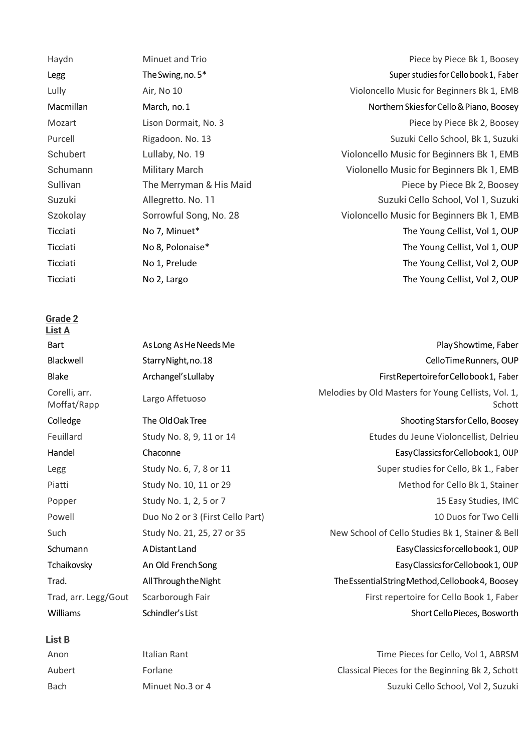| | | |
|---|---|---|
| Haydn | Minuet and Trio | Piece by Piece Bk 1, Boosey |
| Legg | The Swing, no. 5* | Super studies for Cello book 1, Faber |
| Lully | Air, No 10 | Violoncello Music for Beginners Bk 1, EMB |
| Macmillan | March, no. 1 | Northern Skies for Cello & Piano, Boosey |
| Mozart | Lison Dormait, No. 3 | Piece by Piece Bk 2, Boosey |
| Purcell | Rigadoon. No. 13 | Suzuki Cello School, Bk 1, Suzuki |
| Schubert | Lullaby, No. 19 | Violoncello Music for Beginners Bk 1, EMB |
| Schumann | Military March | Violonello Music for Beginners Bk 1, EMB |
| Sullivan | The Merryman & His Maid | Piece by Piece Bk 2, Boosey |
| Suzuki | Allegretto. No. 11 | Suzuki Cello School, Vol 1, Suzuki |
| Szokolay | Sorrowful Song, No. 28 | Violoncello Music for Beginners Bk 1, EMB |
| Ticciati | No 7, Minuet* | The Young Cellist, Vol 1, OUP |
| Ticciati | No 8, Polonaise* | The Young Cellist, Vol 1, OUP |
| Ticciati | No 1, Prelude | The Young Cellist, Vol 2, OUP |
| Ticciati | No 2, Largo | The Young Cellist, Vol 2, OUP |

## Grade 2

### List A

| | | |
|---|---|---|
| Bart | As Long As He Needs Me | Play Showtime, Faber |
| Blackwell | Starry Night, no. 18 | Cello Time Runners, OUP |
| Blake | Archangel's Lullaby | First Repertoire for Cello book 1, Faber |
| Corelli, arr. Moffat/Rapp | Largo Affetuoso | Melodies by Old Masters for Young Cellists, Vol. 1, Schott |
| Colledge | The Old Oak Tree | Shooting Stars for Cello, Boosey |
| Feuillard | Study No. 8, 9, 11 or 14 | Etudes du Jeune Violoncellist, Delrieu |
| Handel | Chaconne | Easy Classics for Cello book 1, OUP |
| Legg | Study No. 6, 7, 8 or 11 | Super studies for Cello, Bk 1., Faber |
| Piatti | Study No. 10, 11 or 29 | Method for Cello Bk 1, Stainer |
| Popper | Study No. 1, 2, 5 or 7 | 15 Easy Studies, IMC |
| Powell | Duo No 2 or 3 (First Cello Part) | 10 Duos for Two Celli |
| Such | Study No. 21, 25, 27 or 35 | New School of Cello Studies Bk 1, Stainer & Bell |
| Schumann | A Distant Land | Easy Classics for cello book 1, OUP |
| Tchaikovsky | An Old French Song | Easy Classics for Cello book 1, OUP |
| Trad. | All Through the Night | The Essential String Method, Cello book 4, Boosey |
| Trad, arr. Legg/Gout | Scarborough Fair | First repertoire for Cello Book 1, Faber |
| Williams | Schindler's List | Short Cello Pieces, Bosworth |

### List B

| | | |
|---|---|---|
| Anon | Italian Rant | Time Pieces for Cello, Vol 1, ABRSM |
| Aubert | Forlane | Classical Pieces for the Beginning Bk 2, Schott |
| Bach | Minuet No.3 or 4 | Suzuki Cello School, Vol 2, Suzuki |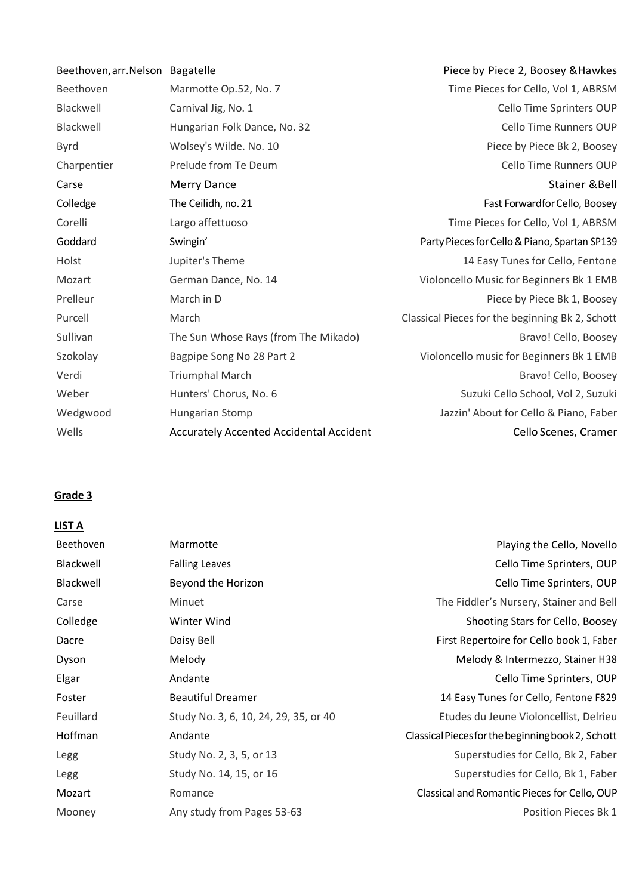| | | |
|---|---|---|
| Beethoven, arr. Nelson | Bagatelle | Piece by Piece 2, Boosey & Hawkes |
| Beethoven | Marmotte Op.52, No. 7 | Time Pieces for Cello, Vol 1, ABRSM |
| Blackwell | Carnival Jig, No. 1 | Cello Time Sprinters OUP |
| Blackwell | Hungarian Folk Dance, No. 32 | Cello Time Runners OUP |
| Byrd | Wolsey's Wilde. No. 10 | Piece by Piece Bk 2, Boosey |
| Charpentier | Prelude from Te Deum | Cello Time Runners OUP |
| Carse | Merry Dance | Stainer & Bell |
| Colledge | The Ceilidh, no. 21 | Fast Forward for Cello, Boosey |
| Corelli | Largo affettuoso | Time Pieces for Cello, Vol 1, ABRSM |
| Goddard | Swingin' | Party Pieces for Cello & Piano, Spartan SP139 |
| Holst | Jupiter's Theme | 14 Easy Tunes for Cello, Fentone |
| Mozart | German Dance, No. 14 | Violoncello Music for Beginners Bk 1 EMB |
| Prelleur | March in D | Piece by Piece Bk 1, Boosey |
| Purcell | March | Classical Pieces for the beginning Bk 2, Schott |
| Sullivan | The Sun Whose Rays (from The Mikado) | Bravo! Cello, Boosey |
| Szokolay | Bagpipe Song No 28 Part 2 | Violoncello music for Beginners Bk 1 EMB |
| Verdi | Triumphal March | Bravo! Cello, Boosey |
| Weber | Hunters' Chorus, No. 6 | Suzuki Cello School, Vol 2, Suzuki |
| Wedgwood | Hungarian Stomp | Jazzin' About for Cello & Piano, Faber |
| Wells | Accurately Accented Accidental Accident | Cello Scenes, Cramer |

**Grade 3**

**LIST A**

| | | |
|---|---|---|
| Beethoven | Marmotte | Playing the Cello, Novello |
| Blackwell | Falling Leaves | Cello Time Sprinters, OUP |
| Blackwell | Beyond the Horizon | Cello Time Sprinters, OUP |
| Carse | Minuet | The Fiddler's Nursery, Stainer and Bell |
| Colledge | Winter Wind | Shooting Stars for Cello, Boosey |
| Dacre | Daisy Bell | First Repertoire for Cello book 1, Faber |
| Dyson | Melody | Melody & Intermezzo, Stainer H38 |
| Elgar | Andante | Cello Time Sprinters, OUP |
| Foster | Beautiful Dreamer | 14 Easy Tunes for Cello, Fentone F829 |
| Feuillard | Study No. 3, 6, 10, 24, 29, 35, or 40 | Etudes du Jeune Violoncellist, Delrieu |
| Hoffman | Andante | Classical Pieces for the beginning book 2, Schott |
| Legg | Study No. 2, 3, 5, or 13 | Superstudies for Cello, Bk 2, Faber |
| Legg | Study No. 14, 15, or 16 | Superstudies for Cello, Bk 1, Faber |
| Mozart | Romance | Classical and Romantic Pieces for Cello, OUP |
| Mooney | Any study from Pages 53-63 | Position Pieces Bk 1 |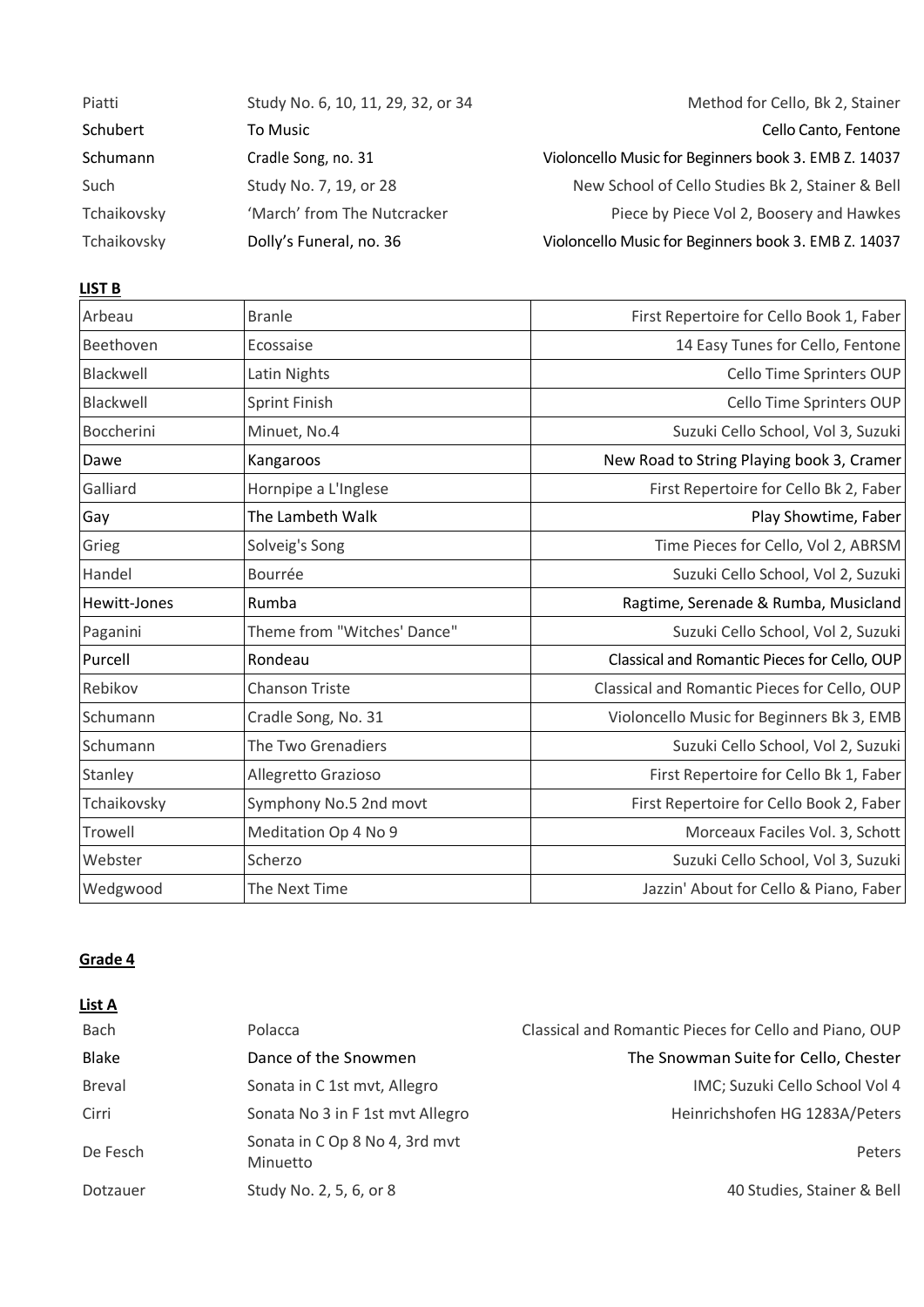| | | |
|---|---|---|
| Piatti | Study No. 6, 10, 11, 29, 32, or 34 | Method for Cello, Bk 2, Stainer |
| Schubert | To Music | Cello Canto, Fentone |
| Schumann | Cradle Song, no. 31 | Violoncello Music for Beginners book 3. EMB Z. 14037 |
| Such | Study No. 7, 19, or 28 | New School of Cello Studies Bk 2, Stainer & Bell |
| Tchaikovsky | 'March' from The Nutcracker | Piece by Piece Vol 2, Boosey and Hawkes |
| Tchaikovsky | Dolly's Funeral, no. 36 | Violoncello Music for Beginners book 3. EMB Z. 14037 |

**LIST B**

| | | |
|---|---|---|
| Arbeau | Branle | First Repertoire for Cello Book 1, Faber |
| Beethoven | Ecossaise | 14 Easy Tunes for Cello, Fentone |
| Blackwell | Latin Nights | Cello Time Sprinters OUP |
| Blackwell | Sprint Finish | Cello Time Sprinters OUP |
| Boccherini | Minuet, No.4 | Suzuki Cello School, Vol 3, Suzuki |
| Dawe | Kangaroos | New Road to String Playing book 3, Cramer |
| Galliard | Hornpipe a L'Inglese | First Repertoire for Cello Bk 2, Faber |
| Gay | The Lambeth Walk | Play Showtime, Faber |
| Grieg | Solveig's Song | Time Pieces for Cello, Vol 2, ABRSM |
| Handel | Bourrée | Suzuki Cello School, Vol 2, Suzuki |
| Hewitt-Jones | Rumba | Ragtime, Serenade & Rumba, Musicland |
| Paganini | Theme from "Witches' Dance" | Suzuki Cello School, Vol 2, Suzuki |
| Purcell | Rondeau | Classical and Romantic Pieces for Cello, OUP |
| Rebikov | Chanson Triste | Classical and Romantic Pieces for Cello, OUP |
| Schumann | Cradle Song, No. 31 | Violoncello Music for Beginners Bk 3, EMB |
| Schumann | The Two Grenadiers | Suzuki Cello School, Vol 2, Suzuki |
| Stanley | Allegretto Grazioso | First Repertoire for Cello Bk 1, Faber |
| Tchaikovsky | Symphony No.5 2nd movt | First Repertoire for Cello Book 2, Faber |
| Trowell | Meditation Op 4 No 9 | Morceaux Faciles Vol. 3, Schott |
| Webster | Scherzo | Suzuki Cello School, Vol 3, Suzuki |
| Wedgwood | The Next Time | Jazzin' About for Cello & Piano, Faber |

## Grade 4

**List A**

| | | |
|---|---|---|
| Bach | Polacca | Classical and Romantic Pieces for Cello and Piano, OUP |
| Blake | Dance of the Snowmen | The Snowman Suite for Cello, Chester |
| Breval | Sonata in C 1st mvt, Allegro | IMC; Suzuki Cello School Vol 4 |
| Cirri | Sonata No 3 in F 1st mvt Allegro | Heinrichshofen HG 1283A/Peters |
| De Fesch | Sonata in C Op 8 No 4, 3rd mvt Minuetto | Peters |
| Dotzauer | Study No. 2, 5, 6, or 8 | 40 Studies, Stainer & Bell |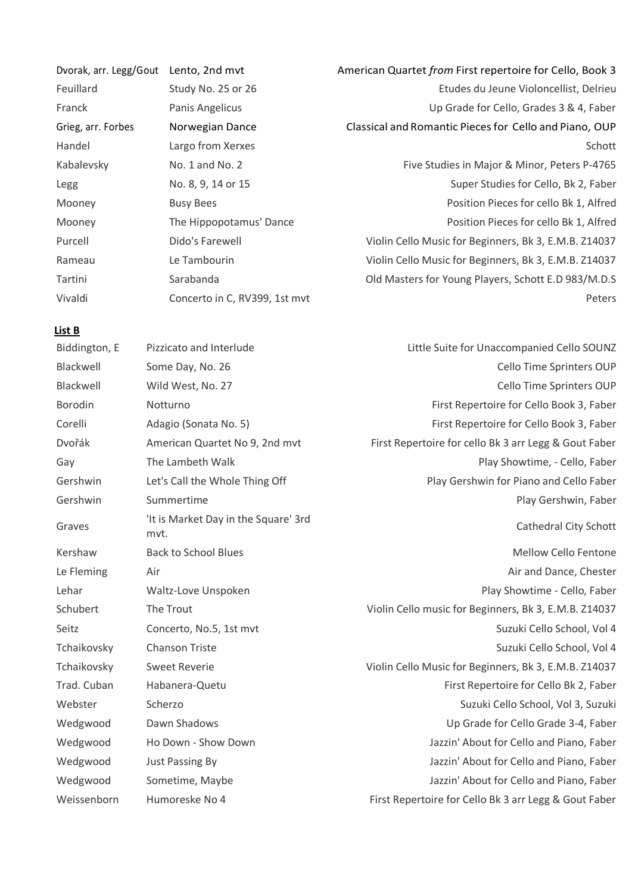| | | |
|---|---|---|
| Dvorak, arr. Legg/Gout | Lento, 2nd mvt | American Quartet *from* First repertoire for Cello, Book 3 |
| Feuillard | Study No. 25 or 26 | Etudes du Jeune Violoncellist, Delrieu |
| Franck | Panis Angelicus | Up Grade for Cello, Grades 3 & 4, Faber |
| Grieg, arr. Forbes | Norwegian Dance | Classical and Romantic Pieces for Cello and Piano, OUP |
| Handel | Largo from Xerxes | Schott |
| Kabalevsky | No. 1 and No. 2 | Five Studies in Major & Minor, Peters P-4765 |
| Legg | No. 8, 9, 14 or 15 | Super Studies for Cello, Bk 2, Faber |
| Mooney | Busy Bees | Position Pieces for cello Bk 1, Alfred |
| Mooney | The Hippopotamus' Dance | Position Pieces for cello Bk 1, Alfred |
| Purcell | Dido's Farewell | Violin Cello Music for Beginners, Bk 3, E.M.B. Z14037 |
| Rameau | Le Tambourin | Violin Cello Music for Beginners, Bk 3, E.M.B. Z14037 |
| Tartini | Sarabanda | Old Masters for Young Players, Schott E.D 983/M.D.S |
| Vivaldi | Concerto in C, RV399, 1st mvt | Peters |

**List B**

| | | |
|---|---|---|
| Biddington, E | Pizzicato and Interlude | Little Suite for Unaccompanied Cello SOUNZ |
| Blackwell | Some Day, No. 26 | Cello Time Sprinters OUP |
| Blackwell | Wild West, No. 27 | Cello Time Sprinters OUP |
| Borodin | Notturno | First Repertoire for Cello Book 3, Faber |
| Corelli | Adagio (Sonata No. 5) | First Repertoire for Cello Book 3, Faber |
| Dvořák | American Quartet No 9, 2nd mvt | First Repertoire for cello Bk 3 arr Legg & Gout Faber |
| Gay | The Lambeth Walk | Play Showtime, - Cello, Faber |
| Gershwin | Let's Call the Whole Thing Off | Play Gershwin for Piano and Cello Faber |
| Gershwin | Summertime | Play Gershwin, Faber |
| Graves | 'It is Market Day in the Square' 3rd mvt. | Cathedral City Schott |
| Kershaw | Back to School Blues | Mellow Cello Fentone |
| Le Fleming | Air | Air and Dance, Chester |
| Lehar | Waltz-Love Unspoken | Play Showtime - Cello, Faber |
| Schubert | The Trout | Violin Cello music for Beginners, Bk 3, E.M.B. Z14037 |
| Seitz | Concerto, No.5, 1st mvt | Suzuki Cello School, Vol 4 |
| Tchaikovsky | Chanson Triste | Suzuki Cello School, Vol 4 |
| Tchaikovsky | Sweet Reverie | Violin Cello Music for Beginners, Bk 3, E.M.B. Z14037 |
| Trad. Cuban | Habanera-Quetu | First Repertoire for Cello Bk 2, Faber |
| Webster | Scherzo | Suzuki Cello School, Vol 3, Suzuki |
| Wedgwood | Dawn Shadows | Up Grade for Cello Grade 3-4, Faber |
| Wedgwood | Ho Down - Show Down | Jazzin' About for Cello and Piano, Faber |
| Wedgwood | Just Passing By | Jazzin' About for Cello and Piano, Faber |
| Wedgwood | Sometime, Maybe | Jazzin' About for Cello and Piano, Faber |
| Weissenborn | Humoreske No 4 | First Repertoire for Cello Bk 3 arr Legg & Gout Faber |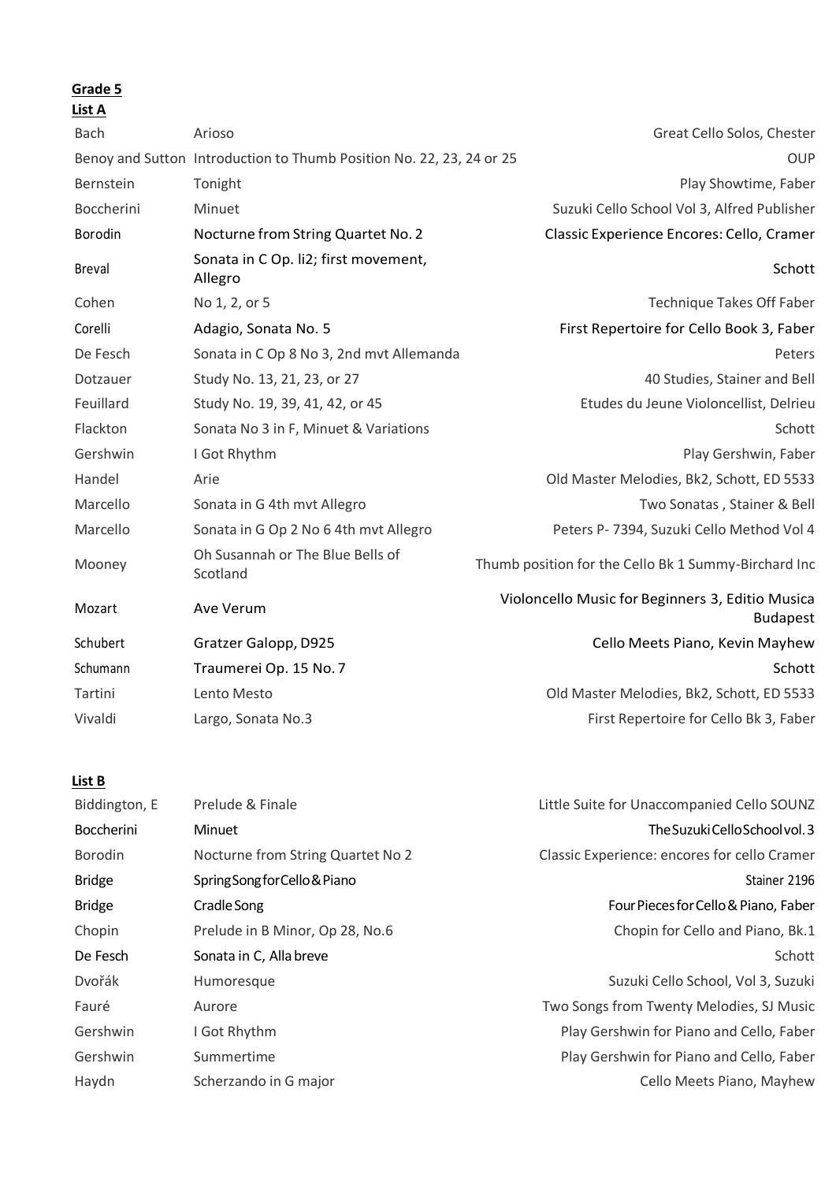**Grade 5**

**List A**

| | | |
|---|---|---|
| Bach | Arioso | Great Cello Solos, Chester |
| Benoy and Sutton | Introduction to Thumb Position No. 22, 23, 24 or 25 | OUP |
| Bernstein | Tonight | Play Showtime, Faber |
| Boccherini | Minuet | Suzuki Cello School Vol 3, Alfred Publisher |
| Borodin | Nocturne from String Quartet No. 2 | Classic Experience Encores: Cello, Cramer |
| Breval | Sonata in C Op. li2; first movement, Allegro | Schott |
| Cohen | No 1, 2, or 5 | Technique Takes Off Faber |
| Corelli | Adagio, Sonata No. 5 | First Repertoire for Cello Book 3, Faber |
| De Fesch | Sonata in C Op 8 No 3, 2nd mvt Allemanda | Peters |
| Dotzauer | Study No. 13, 21, 23, or 27 | 40 Studies, Stainer and Bell |
| Feuillard | Study No. 19, 39, 41, 42, or 45 | Etudes du Jeune Violoncellist, Delrieu |
| Flackton | Sonata No 3 in F, Minuet & Variations | Schott |
| Gershwin | I Got Rhythm | Play Gershwin, Faber |
| Handel | Arie | Old Master Melodies, Bk2, Schott, ED 5533 |
| Marcello | Sonata in G 4th mvt Allegro | Two Sonatas , Stainer & Bell |
| Marcello | Sonata in G Op 2 No 6 4th mvt Allegro | Peters P- 7394, Suzuki Cello Method Vol 4 |
| Mooney | Oh Susannah or The Blue Bells of Scotland | Thumb position for the Cello Bk 1 Summy-Birchard Inc |
| Mozart | Ave Verum | Violoncello Music for Beginners 3, Editio Musica Budapest |
| Schubert | Gratzer Galopp, D925 | Cello Meets Piano, Kevin Mayhew |
| Schumann | Traumerei Op. 15 No. 7 | Schott |
| Tartini | Lento Mesto | Old Master Melodies, Bk2, Schott, ED 5533 |
| Vivaldi | Largo, Sonata No.3 | First Repertoire for Cello Bk 3, Faber |

**List B**

| | | |
|---|---|---|
| Biddington, E | Prelude & Finale | Little Suite for Unaccompanied Cello SOUNZ |
| Boccherini | Minuet | The Suzuki Cello School vol. 3 |
| Borodin | Nocturne from String Quartet No 2 | Classic Experience: encores for cello Cramer |
| Bridge | Spring Song for Cello & Piano | Stainer 2196 |
| Bridge | Cradle Song | Four Pieces for Cello & Piano, Faber |
| Chopin | Prelude in B Minor, Op 28, No.6 | Chopin for Cello and Piano, Bk.1 |
| De Fesch | Sonata in C, Alla breve | Schott |
| Dvořák | Humoresque | Suzuki Cello School, Vol 3, Suzuki |
| Fauré | Aurore | Two Songs from Twenty Melodies, SJ Music |
| Gershwin | I Got Rhythm | Play Gershwin for Piano and Cello, Faber |
| Gershwin | Summertime | Play Gershwin for Piano and Cello, Faber |
| Haydn | Scherzando in G major | Cello Meets Piano, Mayhew |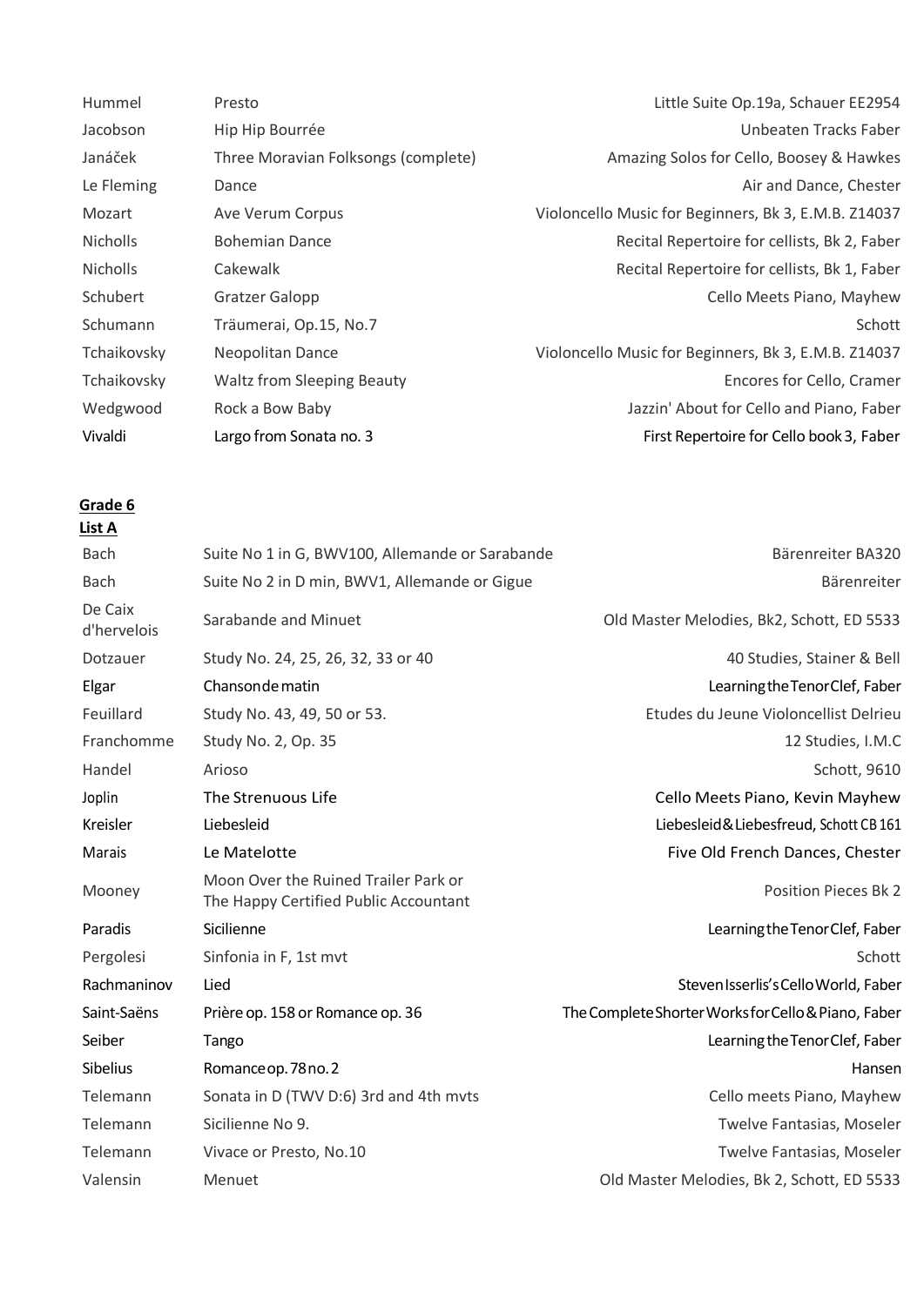| | | |
|---|---|---|
| Hummel | Presto | Little Suite Op.19a, Schauer EE2954 |
| Jacobson | Hip Hip Bourrée | Unbeaten Tracks Faber |
| Janáček | Three Moravian Folksongs (complete) | Amazing Solos for Cello, Boosey & Hawkes |
| Le Fleming | Dance | Air and Dance, Chester |
| Mozart | Ave Verum Corpus | Violoncello Music for Beginners, Bk 3, E.M.B. Z14037 |
| Nicholls | Bohemian Dance | Recital Repertoire for cellists, Bk 2, Faber |
| Nicholls | Cakewalk | Recital Repertoire for cellists, Bk 1, Faber |
| Schubert | Gratzer Galopp | Cello Meets Piano, Mayhew |
| Schumann | Träumerai, Op.15, No.7 | Schott |
| Tchaikovsky | Neopolitan Dance | Violoncello Music for Beginners, Bk 3, E.M.B. Z14037 |
| Tchaikovsky | Waltz from Sleeping Beauty | Encores for Cello, Cramer |
| Wedgwood | Rock a Bow Baby | Jazzin' About for Cello and Piano, Faber |
| Vivaldi | Largo from Sonata no. 3 | First Repertoire for Cello book 3, Faber |

**Grade 6**

**List A**

| | | |
|---|---|---|
| Bach | Suite No 1 in G, BWV100, Allemande or Sarabande | Bärenreiter BA320 |
| Bach | Suite No 2 in D min, BWV1, Allemande or Gigue | Bärenreiter |
| De Caix d'hervelois | Sarabande and Minuet | Old Master Melodies, Bk2, Schott, ED 5533 |
| Dotzauer | Study No. 24, 25, 26, 32, 33 or 40 | 40 Studies, Stainer & Bell |
| Elgar | Chanson de matin | Learning the Tenor Clef, Faber |
| Feuillard | Study No. 43, 49, 50 or 53. | Etudes du Jeune Violoncellist Delrieu |
| Franchomme | Study No. 2, Op. 35 | 12 Studies, I.M.C |
| Handel | Arioso | Schott, 9610 |
| Joplin | The Strenuous Life | Cello Meets Piano, Kevin Mayhew |
| Kreisler | Liebesleid | Liebesleid & Liebesfreud, Schott CB 161 |
| Marais | Le Matelotte | Five Old French Dances, Chester |
| Mooney | Moon Over the Ruined Trailer Park or The Happy Certified Public Accountant | Position Pieces Bk 2 |
| Paradis | Sicilienne | Learning the Tenor Clef, Faber |
| Pergolesi | Sinfonia in F, 1st mvt | Schott |
| Rachmaninov | Lied | Steven Isserlis's Cello World, Faber |
| Saint-Saëns | Prière op. 158 or Romance op. 36 | The Complete Shorter Works for Cello & Piano, Faber |
| Seiber | Tango | Learning the Tenor Clef, Faber |
| Sibelius | Romance op. 78 no. 2 | Hansen |
| Telemann | Sonata in D (TWV D:6) 3rd and 4th mvts | Cello meets Piano, Mayhew |
| Telemann | Sicilienne No 9. | Twelve Fantasias, Moseler |
| Telemann | Vivace or Presto, No.10 | Twelve Fantasias, Moseler |
| Valensin | Menuet | Old Master Melodies, Bk 2, Schott, ED 5533 |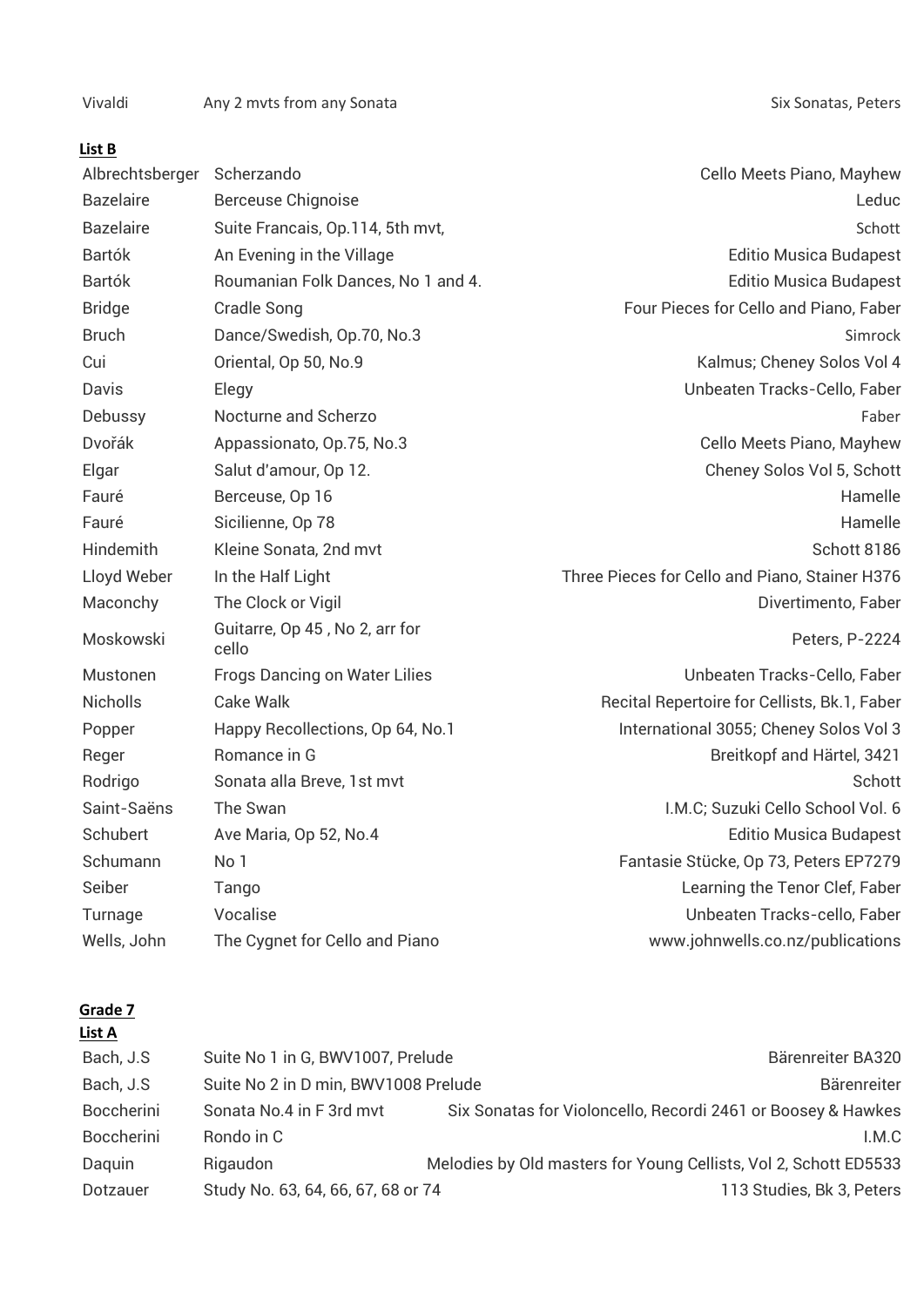| | | |
|---|---|---|
| Vivaldi | Any 2 mvts from any Sonata | Six Sonatas, Peters |

**List B**

| | | |
|---|---|---|
| Albrechtsberger | Scherzando | Cello Meets Piano, Mayhew |
| Bazelaire | Berceuse Chignoise | Leduc |
| Bazelaire | Suite Francais, Op.114, 5th mvt, | Schott |
| Bartók | An Evening in the Village | Editio Musica Budapest |
| Bartók | Roumanian Folk Dances, No 1 and 4. | Editio Musica Budapest |
| Bridge | Cradle Song | Four Pieces for Cello and Piano, Faber |
| Bruch | Dance/Swedish, Op.70, No.3 | Simrock |
| Cui | Oriental, Op 50, No.9 | Kalmus; Cheney Solos Vol 4 |
| Davis | Elegy | Unbeaten Tracks-Cello, Faber |
| Debussy | Nocturne and Scherzo | Faber |
| Dvořák | Appassionato, Op.75, No.3 | Cello Meets Piano, Mayhew |
| Elgar | Salut d'amour, Op 12. | Cheney Solos Vol 5, Schott |
| Fauré | Berceuse, Op 16 | Hamelle |
| Fauré | Sicilienne, Op 78 | Hamelle |
| Hindemith | Kleine Sonata, 2nd mvt | Schott 8186 |
| Lloyd Weber | In the Half Light | Three Pieces for Cello and Piano, Stainer H376 |
| Maconchy | The Clock or Vigil | Divertimento, Faber |
| Moskowski | Guitarre, Op 45 , No 2, arr for cello | Peters, P-2224 |
| Mustonen | Frogs Dancing on Water Lilies | Unbeaten Tracks-Cello, Faber |
| Nicholls | Cake Walk | Recital Repertoire for Cellists, Bk.1, Faber |
| Popper | Happy Recollections, Op 64, No.1 | International 3055; Cheney Solos Vol 3 |
| Reger | Romance in G | Breitkopf and Härtel, 3421 |
| Rodrigo | Sonata alla Breve, 1st mvt | Schott |
| Saint-Saëns | The Swan | I.M.C; Suzuki Cello School Vol. 6 |
| Schubert | Ave Maria, Op 52, No.4 | Editio Musica Budapest |
| Schumann | No 1 | Fantasie Stücke, Op 73, Peters EP7279 |
| Seiber | Tango | Learning the Tenor Clef, Faber |
| Turnage | Vocalise | Unbeaten Tracks-cello, Faber |
| Wells, John | The Cygnet for Cello and Piano | www.johnwells.co.nz/publications |

**Grade 7**

**List A**

| | | |
|---|---|---|
| Bach, J.S | Suite No 1 in G, BWV1007, Prelude | Bärenreiter BA320 |
| Bach, J.S | Suite No 2 in D min, BWV1008 Prelude | Bärenreiter |
| Boccherini | Sonata No.4 in F 3rd mvt | Six Sonatas for Violoncello, Recordi 2461 or Boosey & Hawkes |
| Boccherini | Rondo in C | I.M.C |
| Daquin | Rigaudon | Melodies by Old masters for Young Cellists, Vol 2, Schott ED5533 |
| Dotzauer | Study No. 63, 64, 66, 67, 68 or 74 | 113 Studies, Bk 3, Peters |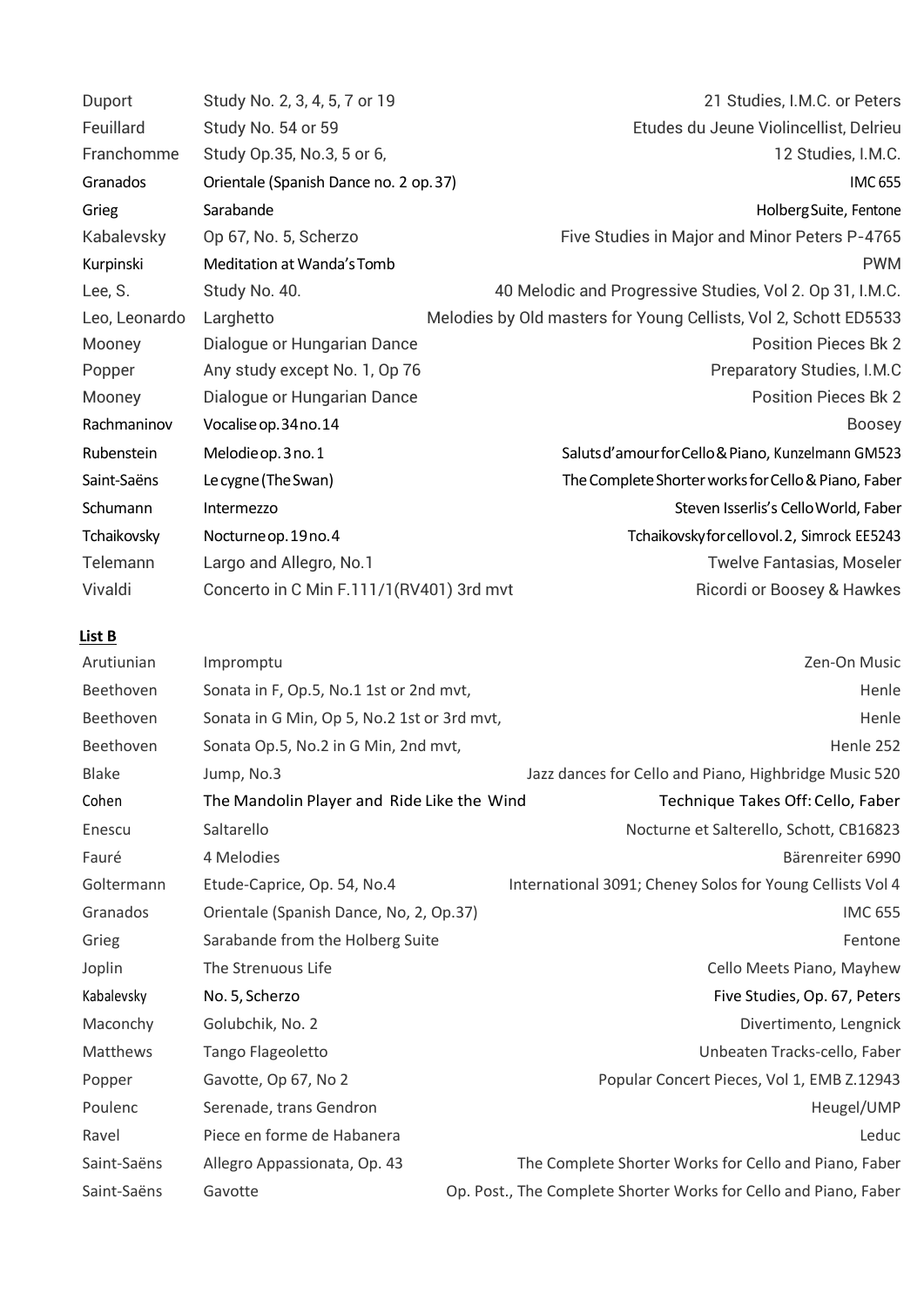| | | |
|---|---|---|
| Duport | Study No. 2, 3, 4, 5, 7 or 19 | 21 Studies, I.M.C. or Peters |
| Feuillard | Study No. 54 or 59 | Etudes du Jeune Violincellist, Delrieu |
| Franchomme | Study Op.35, No.3, 5 or 6, | 12 Studies, I.M.C. |
| Granados | Orientale (Spanish Dance no. 2 op. 37) | IMC 655 |
| Grieg | Sarabande | Holberg Suite, Fentone |
| Kabalevsky | Op 67, No. 5, Scherzo | Five Studies in Major and Minor Peters P-4765 |
| Kurpinski | Meditation at Wanda's Tomb | PWM |
| Lee, S. | Study No. 40. | 40 Melodic and Progressive Studies, Vol 2. Op 31, I.M.C. |
| Leo, Leonardo | Larghetto | Melodies by Old masters for Young Cellists, Vol 2, Schott ED5533 |
| Mooney | Dialogue or Hungarian Dance | Position Pieces Bk 2 |
| Popper | Any study except No. 1, Op 76 | Preparatory Studies, I.M.C |
| Mooney | Dialogue or Hungarian Dance | Position Pieces Bk 2 |
| Rachmaninov | Vocalise op.34 no.14 | Boosey |
| Rubenstein | Melodie op. 3 no. 1 | Saluts d'amour for Cello & Piano, Kunzelmann GM523 |
| Saint-Saëns | Le cygne (The Swan) | The Complete Shorter works for Cello & Piano, Faber |
| Schumann | Intermezzo | Steven Isserlis's Cello World, Faber |
| Tchaikovsky | Nocturne op. 19 no. 4 | Tchaikovsky for cello vol. 2, Simrock EE5243 |
| Telemann | Largo and Allegro, No.1 | Twelve Fantasias, Moseler |
| Vivaldi | Concerto in C Min F.111/1(RV401) 3rd mvt | Ricordi or Boosey & Hawkes |

**List B**

| | | |
|---|---|---|
| Arutiunian | Impromptu | Zen-On Music |
| Beethoven | Sonata in F, Op.5, No.1 1st or 2nd mvt, | Henle |
| Beethoven | Sonata in G Min, Op 5, No.2 1st or 3rd mvt, | Henle |
| Beethoven | Sonata Op.5, No.2 in G Min, 2nd mvt, | Henle 252 |
| Blake | Jump, No.3 | Jazz dances for Cello and Piano, Highbridge Music 520 |
| Cohen | The Mandolin Player and Ride Like the Wind | Technique Takes Off: Cello, Faber |
| Enescu | Saltarello | Nocturne et Salterello, Schott, CB16823 |
| Fauré | 4 Melodies | Bärenreiter 6990 |
| Goltermann | Etude-Caprice, Op. 54, No.4 | International 3091; Cheney Solos for Young Cellists Vol 4 |
| Granados | Orientale (Spanish Dance, No, 2, Op.37) | IMC 655 |
| Grieg | Sarabande from the Holberg Suite | Fentone |
| Joplin | The Strenuous Life | Cello Meets Piano, Mayhew |
| Kabalevsky | No. 5, Scherzo | Five Studies, Op. 67, Peters |
| Maconchy | Golubchik, No. 2 | Divertimento, Lengnick |
| Matthews | Tango Flageoletto | Unbeaten Tracks-cello, Faber |
| Popper | Gavotte, Op 67, No 2 | Popular Concert Pieces, Vol 1, EMB Z.12943 |
| Poulenc | Serenade, trans Gendron | Heugel/UMP |
| Ravel | Piece en forme de Habanera | Leduc |
| Saint-Saëns | Allegro Appassionata, Op. 43 | The Complete Shorter Works for Cello and Piano, Faber |
| Saint-Saëns | Gavotte | Op. Post., The Complete Shorter Works for Cello and Piano, Faber |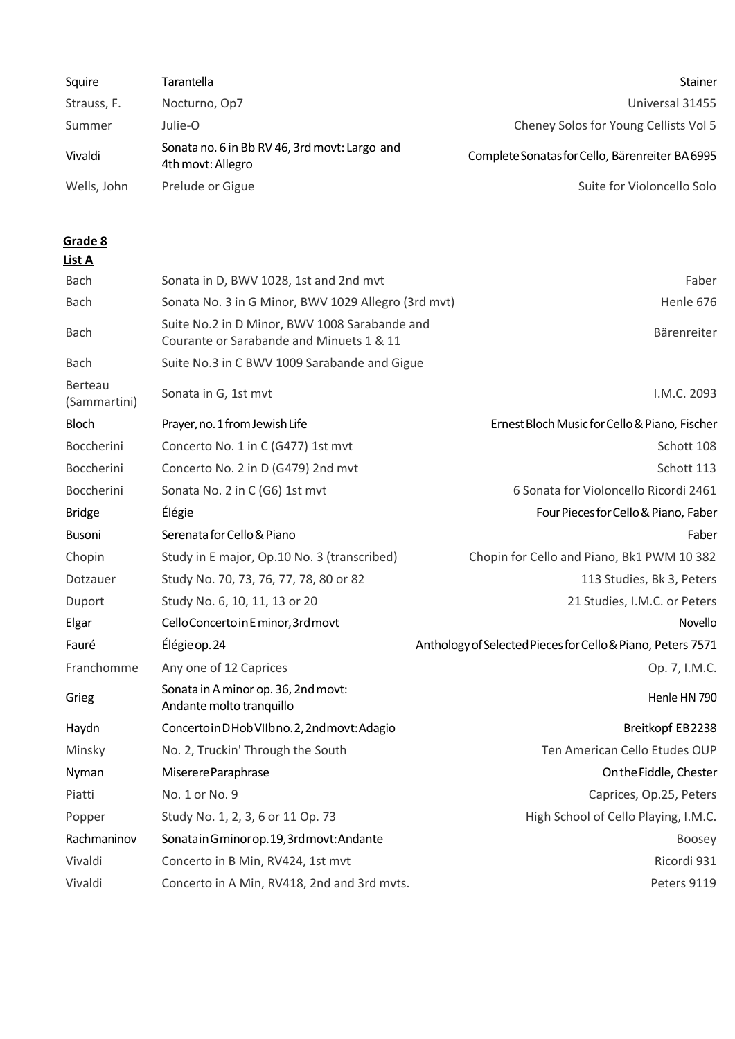| | | |
|---|---|---|
| Squire | Tarantella | Stainer |
| Strauss, F. | Nocturno, Op7 | Universal 31455 |
| Summer | Julie-O | Cheney Solos for Young Cellists Vol 5 |
| Vivaldi | Sonata no. 6 in Bb RV 46, 3rd movt: Largo and 4th movt: Allegro | Complete Sonatas for Cello, Bärenreiter BA 6995 |
| Wells, John | Prelude or Gigue | Suite for Violoncello Solo |

**Grade 8**

**List A**

| | | |
|---|---|---|
| Bach | Sonata in D, BWV 1028, 1st and 2nd mvt | Faber |
| Bach | Sonata No. 3 in G Minor, BWV 1029 Allegro (3rd mvt) | Henle 676 |
| Bach | Suite No.2 in D Minor, BWV 1008 Sarabande and Courante or Sarabande and Minuets 1 & 11 | Bärenreiter |
| Bach | Suite No.3 in C BWV 1009 Sarabande and Gigue | |
| Berteau (Sammartini) | Sonata in G, 1st mvt | I.M.C. 2093 |
| Bloch | Prayer, no. 1 from Jewish Life | Ernest Bloch Music for Cello & Piano, Fischer |
| Boccherini | Concerto No. 1 in C (G477) 1st mvt | Schott 108 |
| Boccherini | Concerto No. 2 in D (G479) 2nd mvt | Schott 113 |
| Boccherini | Sonata No. 2 in C (G6) 1st mvt | 6 Sonata for Violoncello Ricordi 2461 |
| Bridge | Élégie | Four Pieces for Cello & Piano, Faber |
| Busoni | Serenata for Cello & Piano | Faber |
| Chopin | Study in E major, Op.10 No. 3 (transcribed) | Chopin for Cello and Piano, Bk1 PWM 10 382 |
| Dotzauer | Study No. 70, 73, 76, 77, 78, 80 or 82 | 113 Studies, Bk 3, Peters |
| Duport | Study No. 6, 10, 11, 13 or 20 | 21 Studies, I.M.C. or Peters |
| Elgar | Cello Concerto in E minor, 3rd movt | Novello |
| Fauré | Élégie op. 24 | Anthology of Selected Pieces for Cello & Piano, Peters 7571 |
| Franchomme | Any one of 12 Caprices | Op. 7, I.M.C. |
| Grieg | Sonata in A minor op. 36, 2nd movt: Andante molto tranquillo | Henle HN 790 |
| Haydn | Concerto in D Hob VIIb no. 2, 2nd movt: Adagio | Breitkopf EB2238 |
| Minsky | No. 2, Truckin' Through the South | Ten American Cello Etudes OUP |
| Nyman | Miserere Paraphrase | On the Fiddle, Chester |
| Piatti | No. 1 or No. 9 | Caprices, Op.25, Peters |
| Popper | Study No. 1, 2, 3, 6 or 11 Op. 73 | High School of Cello Playing, I.M.C. |
| Rachmaninov | Sonata in G minor op. 19, 3rd movt: Andante | Boosey |
| Vivaldi | Concerto in B Min, RV424, 1st mvt | Ricordi 931 |
| Vivaldi | Concerto in A Min, RV418, 2nd and 3rd mvts. | Peters 9119 |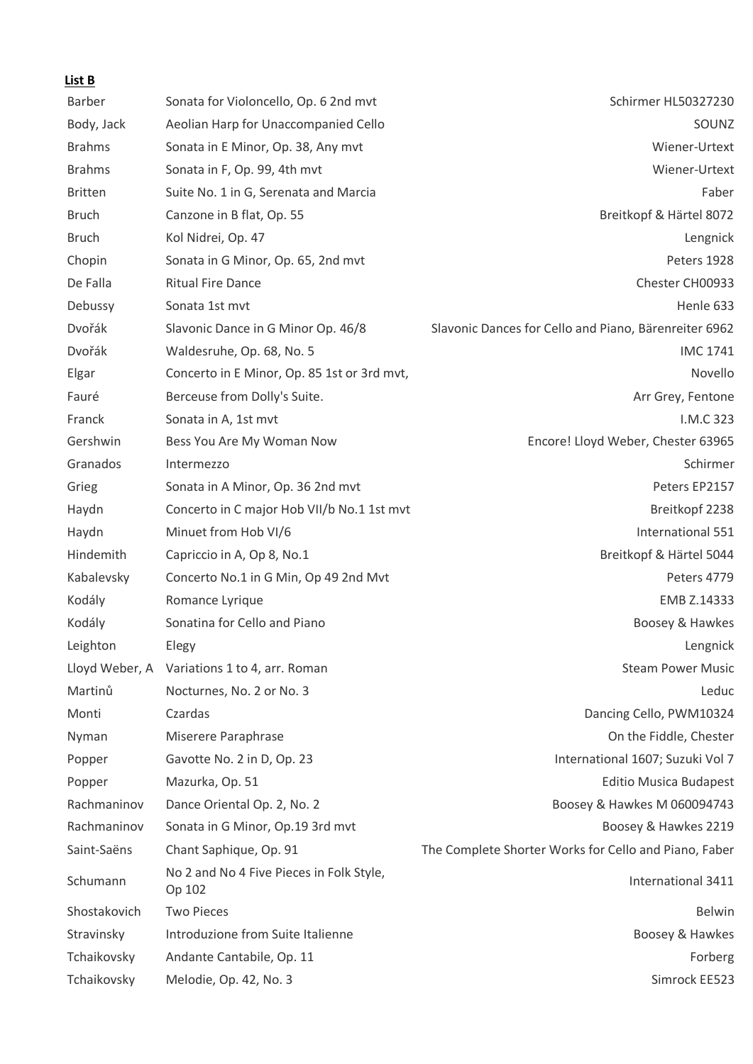**List B**

| | | |
|---|---|---|
| Barber | Sonata for Violoncello, Op. 6 2nd mvt | Schirmer HL50327230 |
| Body, Jack | Aeolian Harp for Unaccompanied Cello | SOUNZ |
| Brahms | Sonata in E Minor, Op. 38, Any mvt | Wiener-Urtext |
| Brahms | Sonata in F, Op. 99, 4th mvt | Wiener-Urtext |
| Britten | Suite No. 1 in G, Serenata and Marcia | Faber |
| Bruch | Canzone in B flat, Op. 55 | Breitkopf & Härtel 8072 |
| Bruch | Kol Nidrei, Op. 47 | Lengnick |
| Chopin | Sonata in G Minor, Op. 65, 2nd mvt | Peters 1928 |
| De Falla | Ritual Fire Dance | Chester CH00933 |
| Debussy | Sonata 1st mvt | Henle 633 |
| Dvořák | Slavonic Dance in G Minor Op. 46/8 | Slavonic Dances for Cello and Piano, Bärenreiter 6962 |
| Dvořák | Waldesruhe, Op. 68, No. 5 | IMC 1741 |
| Elgar | Concerto in E Minor, Op. 85 1st or 3rd mvt, | Novello |
| Fauré | Berceuse from Dolly's Suite. | Arr Grey, Fentone |
| Franck | Sonata in A, 1st mvt | I.M.C 323 |
| Gershwin | Bess You Are My Woman Now | Encore! Lloyd Weber, Chester 63965 |
| Granados | Intermezzo | Schirmer |
| Grieg | Sonata in A Minor, Op. 36 2nd mvt | Peters EP2157 |
| Haydn | Concerto in C major Hob VII/b No.1 1st mvt | Breitkopf 2238 |
| Haydn | Minuet from Hob VI/6 | International 551 |
| Hindemith | Capriccio in A, Op 8, No.1 | Breitkopf & Härtel 5044 |
| Kabalevsky | Concerto No.1 in G Min, Op 49 2nd Mvt | Peters 4779 |
| Kodály | Romance Lyrique | EMB Z.14333 |
| Kodály | Sonatina for Cello and Piano | Boosey & Hawkes |
| Leighton | Elegy | Lengnick |
| Lloyd Weber, A | Variations 1 to 4, arr. Roman | Steam Power Music |
| Martinů | Nocturnes, No. 2 or No. 3 | Leduc |
| Monti | Czardas | Dancing Cello, PWM10324 |
| Nyman | Miserere Paraphrase | On the Fiddle, Chester |
| Popper | Gavotte No. 2 in D, Op. 23 | International 1607; Suzuki Vol 7 |
| Popper | Mazurka, Op. 51 | Editio Musica Budapest |
| Rachmaninov | Dance Oriental Op. 2, No. 2 | Boosey & Hawkes M 060094743 |
| Rachmaninov | Sonata in G Minor, Op.19 3rd mvt | Boosey & Hawkes 2219 |
| Saint-Saëns | Chant Saphique, Op. 91 | The Complete Shorter Works for Cello and Piano, Faber |
| Schumann | No 2 and No 4 Five Pieces in Folk Style, Op 102 | International 3411 |
| Shostakovich | Two Pieces | Belwin |
| Stravinsky | Introduzione from Suite Italienne | Boosey & Hawkes |
| Tchaikovsky | Andante Cantabile, Op. 11 | Forberg |
| Tchaikovsky | Melodie, Op. 42, No. 3 | Simrock EE523 |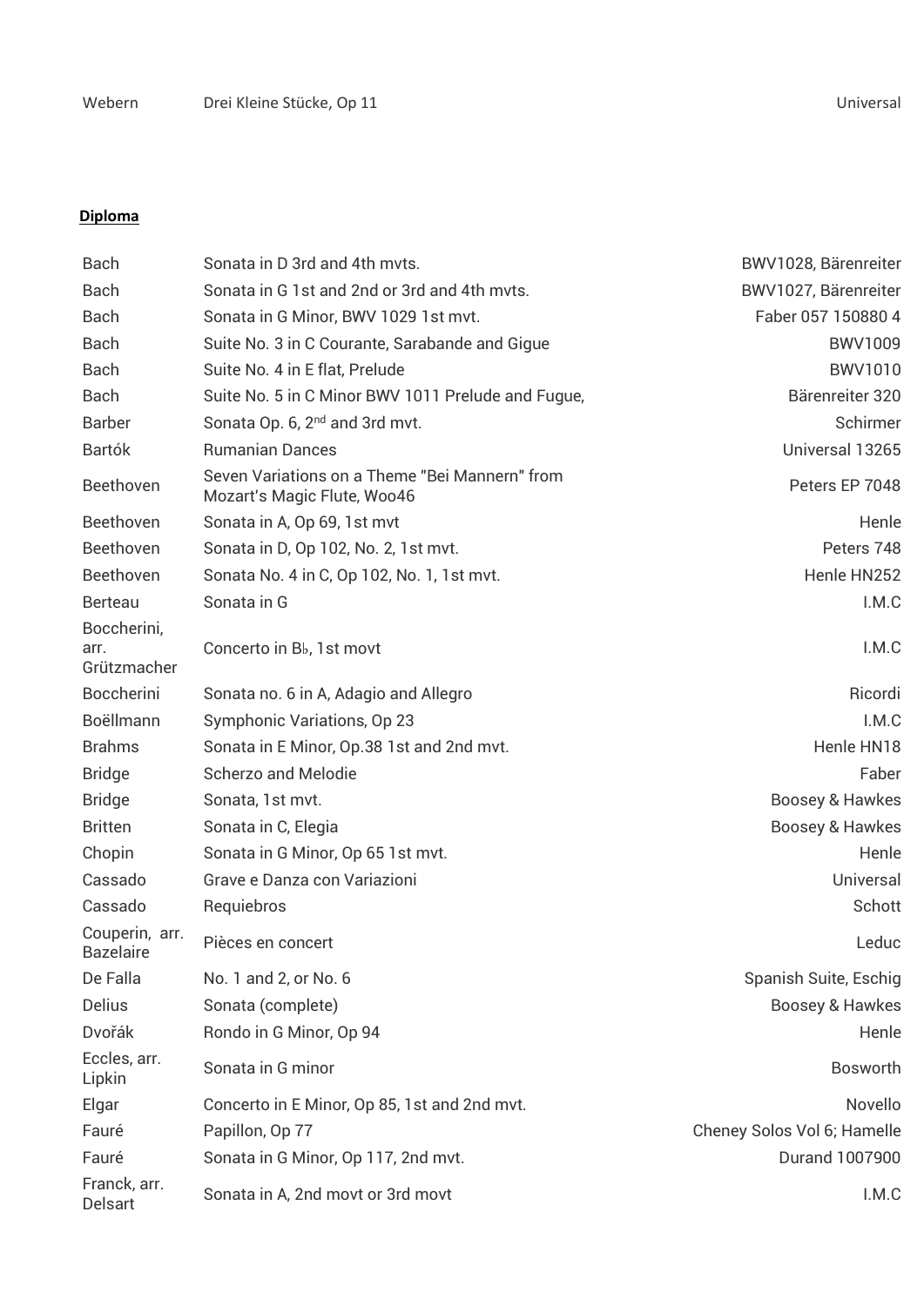| | | |
|---|---|---|
| Webern | Drei Kleine Stücke, Op 11 | Universal |

**Diploma**

| | | |
|---|---|---|
| Bach | Sonata in D 3rd and 4th mvts. | BWV1028, Bärenreiter |
| Bach | Sonata in G 1st and 2nd or 3rd and 4th mvts. | BWV1027, Bärenreiter |
| Bach | Sonata in G Minor, BWV 1029 1st mvt. | Faber 057 150880 4 |
| Bach | Suite No. 3 in C Courante, Sarabande and Gigue | BWV1009 |
| Bach | Suite No. 4 in E flat, Prelude | BWV1010 |
| Bach | Suite No. 5 in C Minor BWV 1011 Prelude and Fugue, | Bärenreiter 320 |
| Barber | Sonata Op. 6, 2nd and 3rd mvt. | Schirmer |
| Bartók | Rumanian Dances | Universal 13265 |
| Beethoven | Seven Variations on a Theme "Bei Mannern" from Mozart's Magic Flute, Woo46 | Peters EP 7048 |
| Beethoven | Sonata in A, Op 69, 1st mvt | Henle |
| Beethoven | Sonata in D, Op 102, No. 2, 1st mvt. | Peters 748 |
| Beethoven | Sonata No. 4 in C, Op 102, No. 1, 1st mvt. | Henle HN252 |
| Berteau | Sonata in G | I.M.C |
| Boccherini, arr. Grützmacher | Concerto in B♭, 1st movt | I.M.C |
| Boccherini | Sonata no. 6 in A, Adagio and Allegro | Ricordi |
| Boëllmann | Symphonic Variations, Op 23 | I.M.C |
| Brahms | Sonata in E Minor, Op.38 1st and 2nd mvt. | Henle HN18 |
| Bridge | Scherzo and Melodie | Faber |
| Bridge | Sonata, 1st mvt. | Boosey & Hawkes |
| Britten | Sonata in C, Elegia | Boosey & Hawkes |
| Chopin | Sonata in G Minor, Op 65 1st mvt. | Henle |
| Cassado | Grave e Danza con Variazioni | Universal |
| Cassado | Requiebros | Schott |
| Couperin, arr. Bazelaire | Pièces en concert | Leduc |
| De Falla | No. 1 and 2, or No. 6 | Spanish Suite, Eschig |
| Delius | Sonata (complete) | Boosey & Hawkes |
| Dvořák | Rondo in G Minor, Op 94 | Henle |
| Eccles, arr. Lipkin | Sonata in G minor | Bosworth |
| Elgar | Concerto in E Minor, Op 85, 1st and 2nd mvt. | Novello |
| Fauré | Papillon, Op 77 | Cheney Solos Vol 6; Hamelle |
| Fauré | Sonata in G Minor, Op 117, 2nd mvt. | Durand 1007900 |
| Franck, arr. Delsart | Sonata in A, 2nd movt or 3rd movt | I.M.C |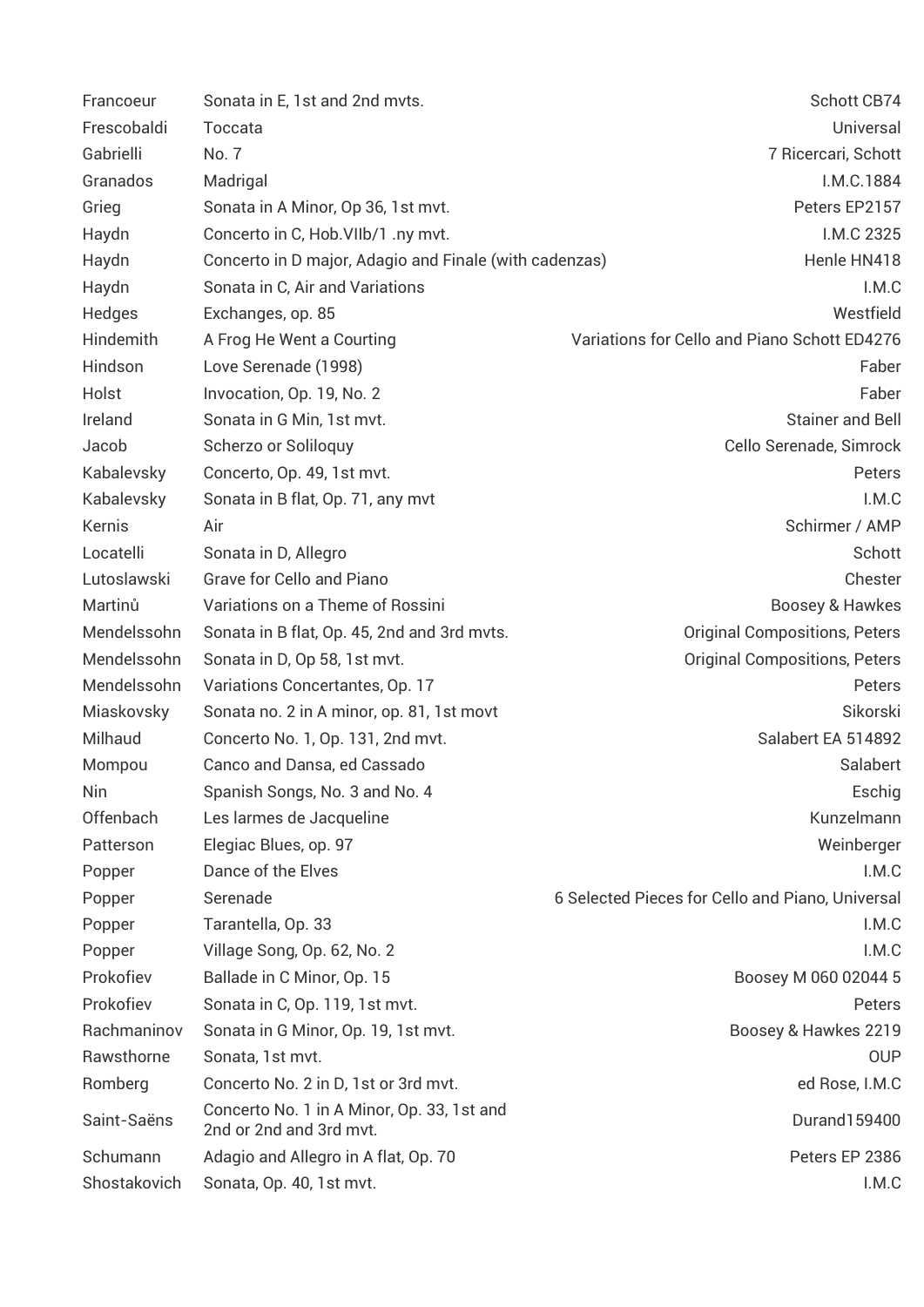| | | |
|---|---|---|
| Francoeur | Sonata in E, 1st and 2nd mvts. | Schott CB74 |
| Frescobaldi | Toccata | Universal |
| Gabrielli | No. 7 | 7 Ricercari, Schott |
| Granados | Madrigal | I.M.C.1884 |
| Grieg | Sonata in A Minor, Op 36, 1st mvt. | Peters EP2157 |
| Haydn | Concerto in C, Hob.VIIb/1 .ny mvt. | I.M.C 2325 |
| Haydn | Concerto in D major, Adagio and Finale (with cadenzas) | Henle HN418 |
| Haydn | Sonata in C, Air and Variations | I.M.C |
| Hedges | Exchanges, op. 85 | Westfield |
| Hindemith | A Frog He Went a Courting | Variations for Cello and Piano Schott ED4276 |
| Hindson | Love Serenade (1998) | Faber |
| Holst | Invocation, Op. 19, No. 2 | Faber |
| Ireland | Sonata in G Min, 1st mvt. | Stainer and Bell |
| Jacob | Scherzo or Soliloquy | Cello Serenade, Simrock |
| Kabalevsky | Concerto, Op. 49, 1st mvt. | Peters |
| Kabalevsky | Sonata in B flat, Op. 71, any mvt | I.M.C |
| Kernis | Air | Schirmer / AMP |
| Locatelli | Sonata in D, Allegro | Schott |
| Lutoslawski | Grave for Cello and Piano | Chester |
| Martinů | Variations on a Theme of Rossini | Boosey & Hawkes |
| Mendelssohn | Sonata in B flat, Op. 45, 2nd and 3rd mvts. | Original Compositions, Peters |
| Mendelssohn | Sonata in D, Op 58, 1st mvt. | Original Compositions, Peters |
| Mendelssohn | Variations Concertantes, Op. 17 | Peters |
| Miaskovsky | Sonata no. 2 in A minor, op. 81, 1st movt | Sikorski |
| Milhaud | Concerto No. 1, Op. 131, 2nd mvt. | Salabert EA 514892 |
| Mompou | Canco and Dansa, ed Cassado | Salabert |
| Nin | Spanish Songs, No. 3 and No. 4 | Eschig |
| Offenbach | Les larmes de Jacqueline | Kunzelmann |
| Patterson | Elegiac Blues, op. 97 | Weinberger |
| Popper | Dance of the Elves | I.M.C |
| Popper | Serenade | 6 Selected Pieces for Cello and Piano, Universal |
| Popper | Tarantella, Op. 33 | I.M.C |
| Popper | Village Song, Op. 62, No. 2 | I.M.C |
| Prokofiev | Ballade in C Minor, Op. 15 | Boosey M 060 02044 5 |
| Prokofiev | Sonata in C, Op. 119, 1st mvt. | Peters |
| Rachmaninov | Sonata in G Minor, Op. 19, 1st mvt. | Boosey & Hawkes 2219 |
| Rawsthorne | Sonata, 1st mvt. | OUP |
| Romberg | Concerto No. 2 in D, 1st or 3rd mvt. | ed Rose, I.M.C |
| Saint-Saëns | Concerto No. 1 in A Minor, Op. 33, 1st and 2nd or 2nd and 3rd mvt. | Durand159400 |
| Schumann | Adagio and Allegro in A flat, Op. 70 | Peters EP 2386 |
| Shostakovich | Sonata, Op. 40, 1st mvt. | I.M.C |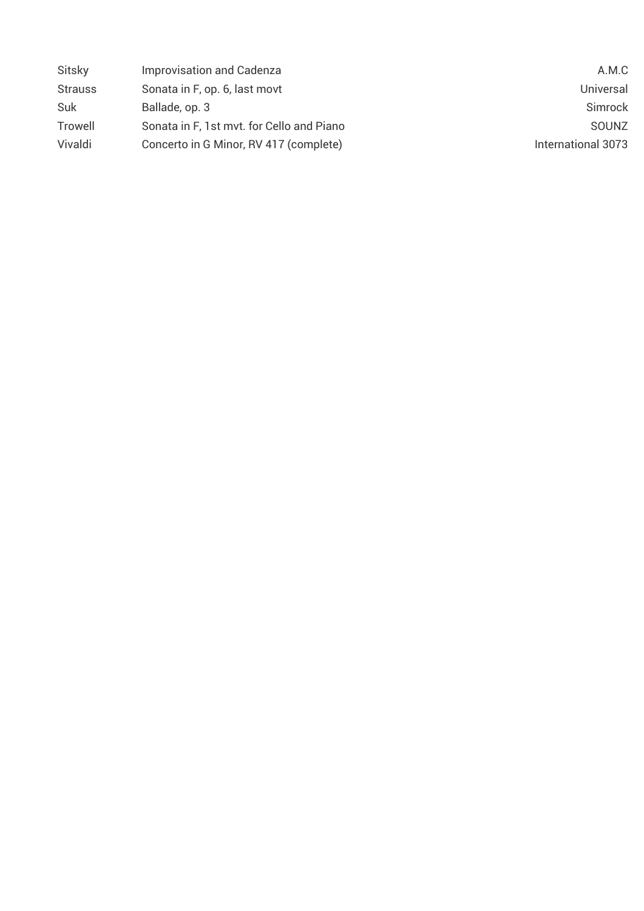| | | |
|---|---|---|
| Sitsky | Improvisation and Cadenza | A.M.C |
| Strauss | Sonata in F, op. 6, last movt | Universal |
| Suk | Ballade, op. 3 | Simrock |
| Trowell | Sonata in F, 1st mvt. for Cello and Piano | SOUNZ |
| Vivaldi | Concerto in G Minor, RV 417 (complete) | International 3073 |